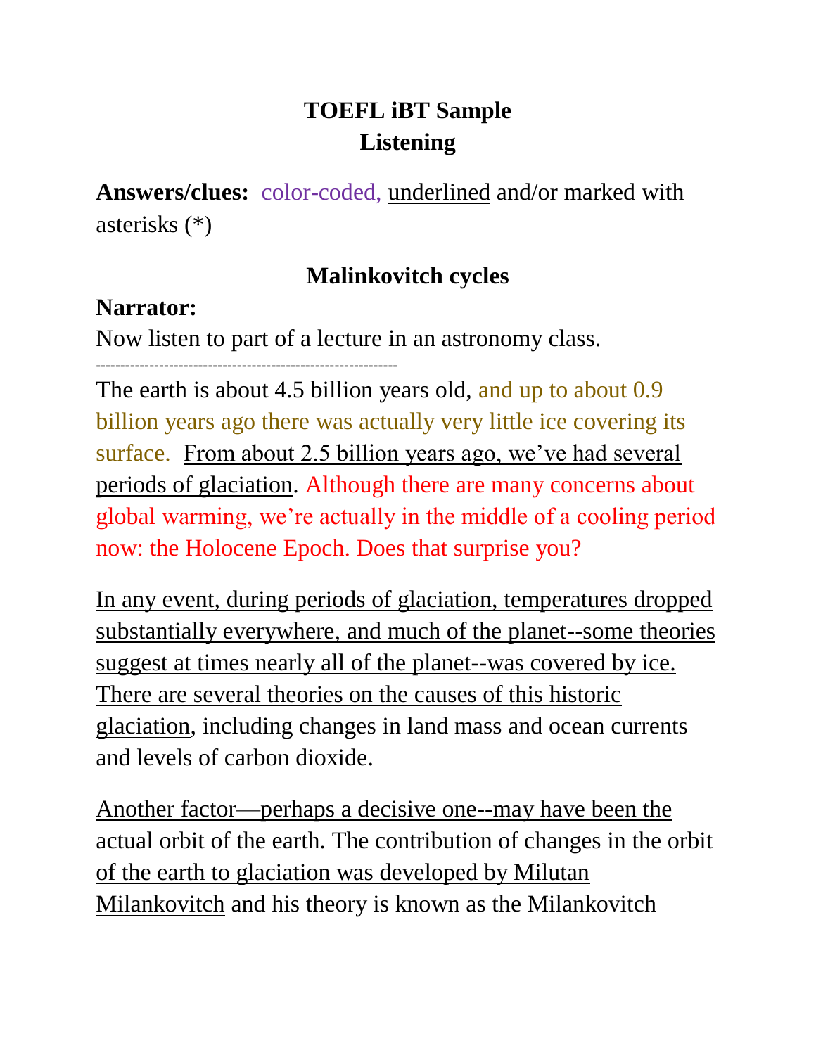# TOEFL iBT Sample
# Listening

**Answers/clues:** color-coded, underlined and/or marked with asterisks (*)

## Malinkovitch cycles

**Narrator:**

Now listen to part of a lecture in an astronomy class.

---

The earth is about 4.5 billion years old, and up to about 0.9 billion years ago there was actually very little ice covering its surface. From about 2.5 billion years ago, we've had several periods of glaciation. Although there are many concerns about global warming, we're actually in the middle of a cooling period now: the Holocene Epoch. Does that surprise you?

In any event, during periods of glaciation, temperatures dropped substantially everywhere, and much of the planet--some theories suggest at times nearly all of the planet--was covered by ice. There are several theories on the causes of this historic glaciation, including changes in land mass and ocean currents and levels of carbon dioxide.

Another factor—perhaps a decisive one--may have been the actual orbit of the earth. The contribution of changes in the orbit of the earth to glaciation was developed by Milutan Milankovitch and his theory is known as the Milankovitch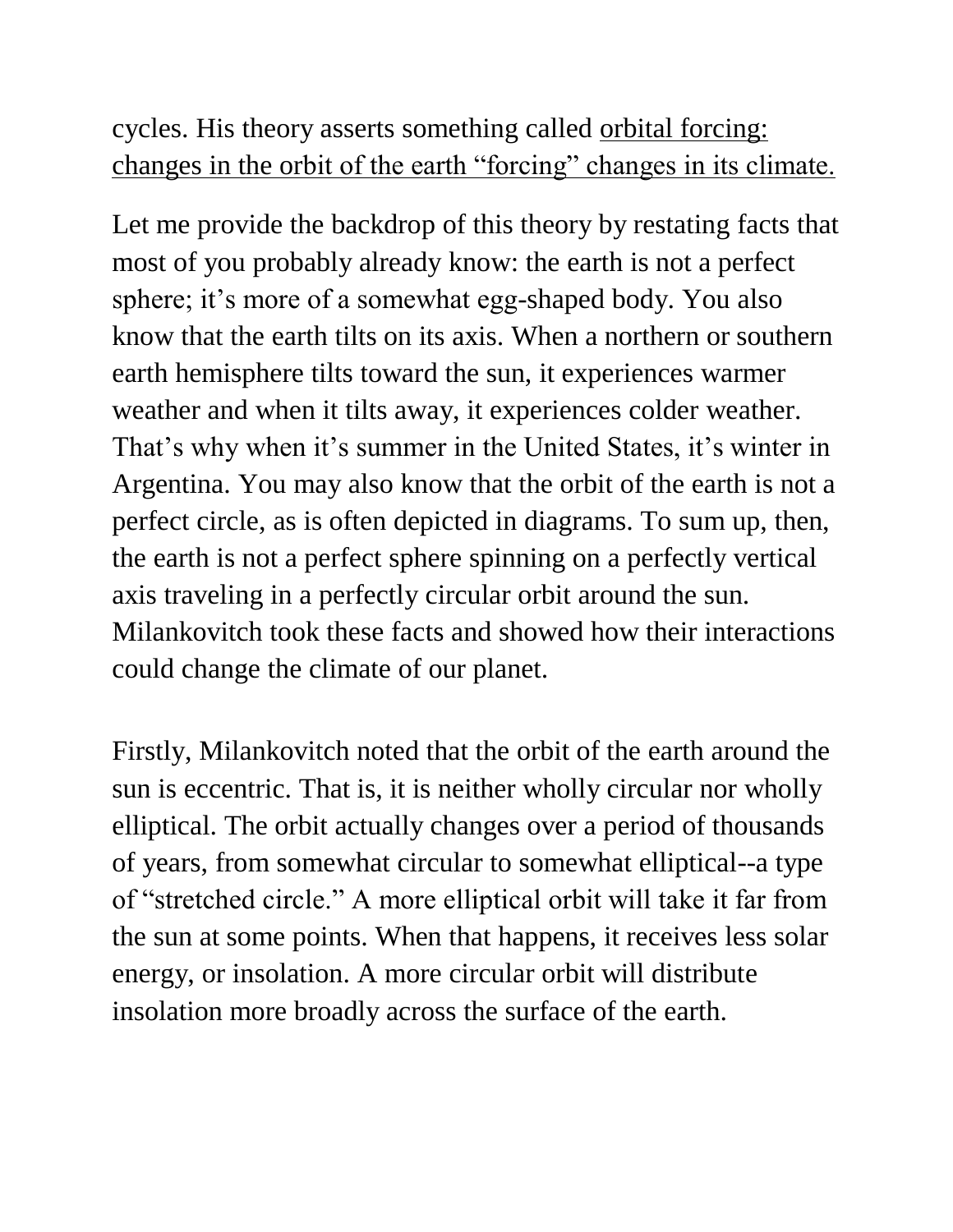cycles. His theory asserts something called <u>orbital forcing: changes in the orbit of the earth “forcing” changes in its climate.</u>

Let me provide the backdrop of this theory by restating facts that most of you probably already know: the earth is not a perfect sphere; it’s more of a somewhat egg-shaped body. You also know that the earth tilts on its axis. When a northern or southern earth hemisphere tilts toward the sun, it experiences warmer weather and when it tilts away, it experiences colder weather. That’s why when it’s summer in the United States, it’s winter in Argentina. You may also know that the orbit of the earth is not a perfect circle, as is often depicted in diagrams. To sum up, then, the earth is not a perfect sphere spinning on a perfectly vertical axis traveling in a perfectly circular orbit around the sun. Milankovitch took these facts and showed how their interactions could change the climate of our planet.

Firstly, Milankovitch noted that the orbit of the earth around the sun is eccentric. That is, it is neither wholly circular nor wholly elliptical. The orbit actually changes over a period of thousands of years, from somewhat circular to somewhat elliptical--a type of “stretched circle.” A more elliptical orbit will take it far from the sun at some points. When that happens, it receives less solar energy, or insolation. A more circular orbit will distribute insolation more broadly across the surface of the earth.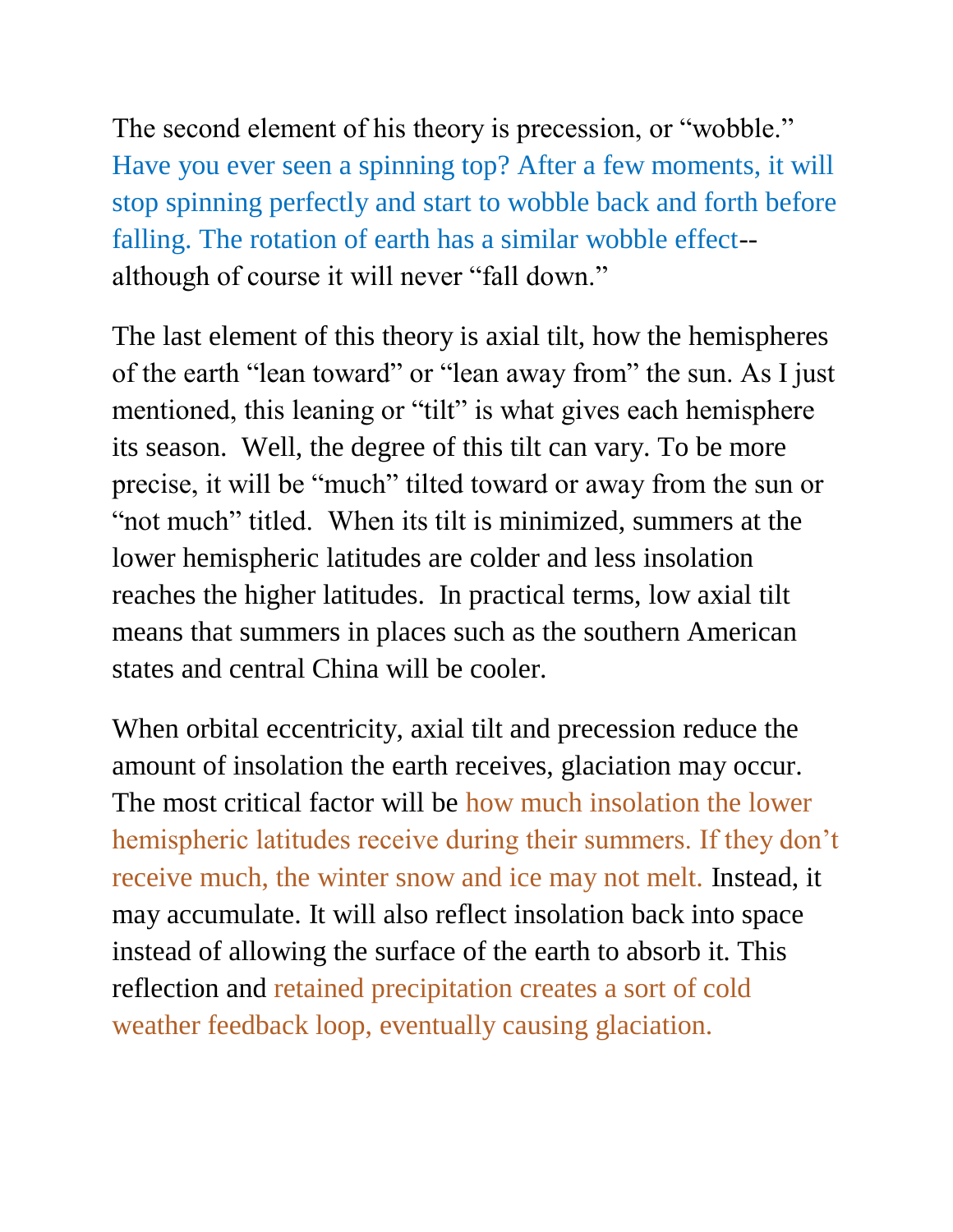The second element of his theory is precession, or "wobble." Have you ever seen a spinning top? After a few moments, it will stop spinning perfectly and start to wobble back and forth before falling. The rotation of earth has a similar wobble effect-- although of course it will never "fall down."

The last element of this theory is axial tilt, how the hemispheres of the earth "lean toward" or "lean away from" the sun. As I just mentioned, this leaning or "tilt" is what gives each hemisphere its season. Well, the degree of this tilt can vary. To be more precise, it will be "much" tilted toward or away from the sun or "not much" titled. When its tilt is minimized, summers at the lower hemispheric latitudes are colder and less insolation reaches the higher latitudes. In practical terms, low axial tilt means that summers in places such as the southern American states and central China will be cooler.

When orbital eccentricity, axial tilt and precession reduce the amount of insolation the earth receives, glaciation may occur. The most critical factor will be how much insolation the lower hemispheric latitudes receive during their summers. If they don't receive much, the winter snow and ice may not melt. Instead, it may accumulate. It will also reflect insolation back into space instead of allowing the surface of the earth to absorb it. This reflection and retained precipitation creates a sort of cold weather feedback loop, eventually causing glaciation.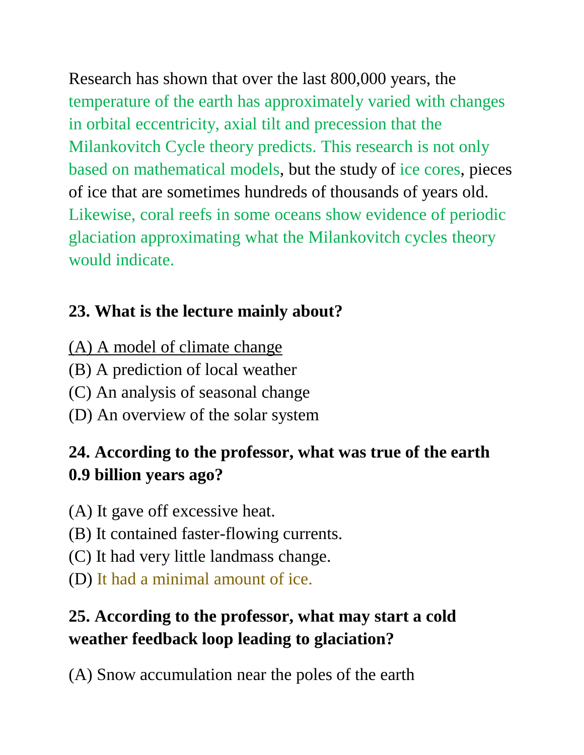Research has shown that over the last 800,000 years, the temperature of the earth has approximately varied with changes in orbital eccentricity, axial tilt and precession that the Milankovitch Cycle theory predicts. This research is not only based on mathematical models, but the study of ice cores, pieces of ice that are sometimes hundreds of thousands of years old. Likewise, coral reefs in some oceans show evidence of periodic glaciation approximating what the Milankovitch cycles theory would indicate.

**23. What is the lecture mainly about?**

<u>(A) A model of climate change</u>
(B) A prediction of local weather
(C) An analysis of seasonal change
(D) An overview of the solar system

**24. According to the professor, what was true of the earth 0.9 billion years ago?**

(A) It gave off excessive heat.
(B) It contained faster-flowing currents.
(C) It had very little landmass change.
(D) It had a minimal amount of ice.

**25. According to the professor, what may start a cold weather feedback loop leading to glaciation?**

(A) Snow accumulation near the poles of the earth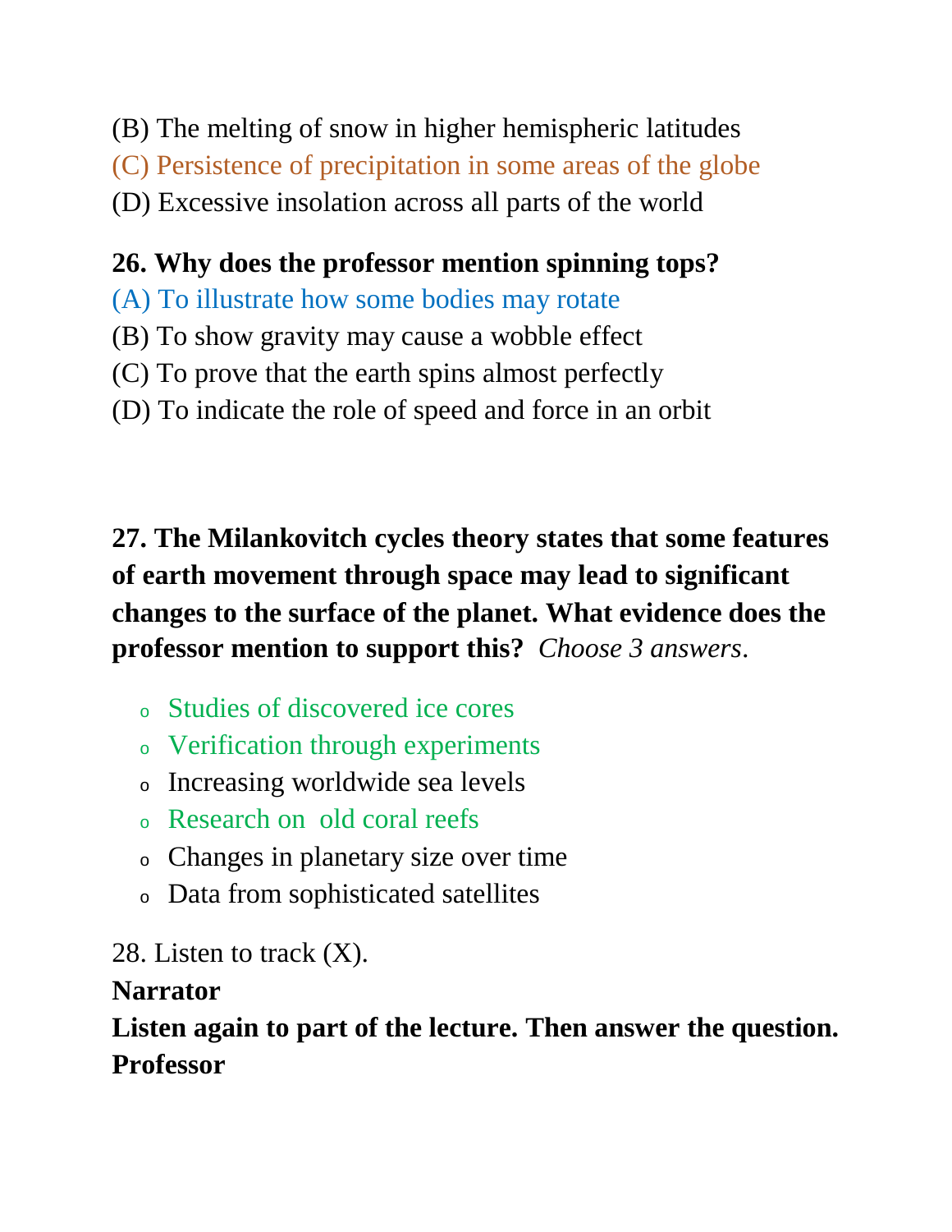(B) The melting of snow in higher hemispheric latitudes

(C) Persistence of precipitation in some areas of the globe

(D) Excessive insolation across all parts of the world

**26. Why does the professor mention spinning tops?**

(A) To illustrate how some bodies may rotate

(B) To show gravity may cause a wobble effect

(C) To prove that the earth spins almost perfectly

(D) To indicate the role of speed and force in an orbit

**27. The Milankovitch cycles theory states that some features of earth movement through space may lead to significant changes to the surface of the planet. What evidence does the professor mention to support this?** *Choose 3 answers*.

- Studies of discovered ice cores
- Verification through experiments
- Increasing worldwide sea levels
- Research on old coral reefs
- Changes in planetary size over time
- Data from sophisticated satellites

28. Listen to track (X).

**Narrator**

**Listen again to part of the lecture. Then answer the question.**

**Professor**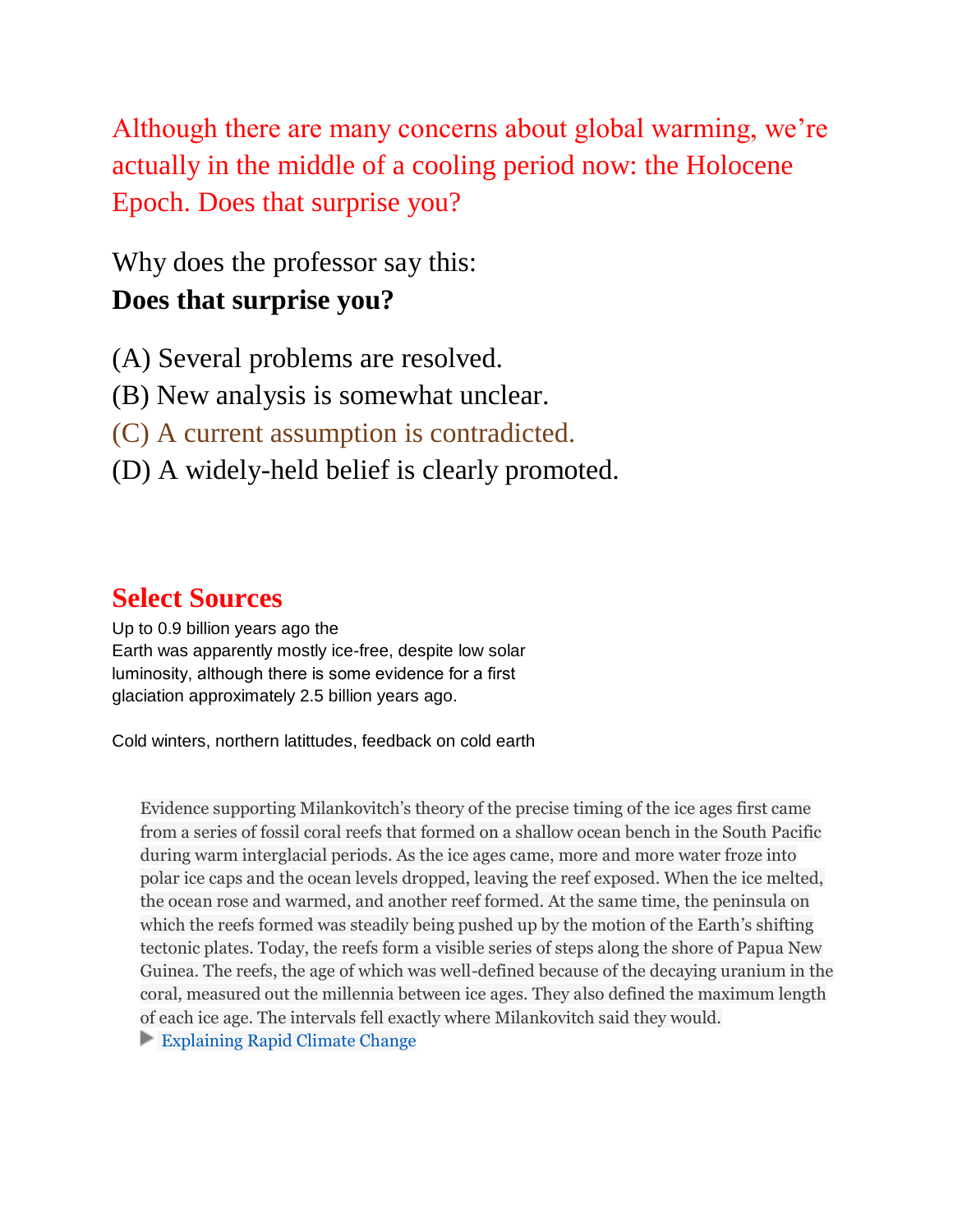Although there are many concerns about global warming, we're actually in the middle of a cooling period now: the Holocene Epoch. Does that surprise you?

Why does the professor say this:
**Does that surprise you?**

(A) Several problems are resolved.
(B) New analysis is somewhat unclear.
(C) A current assumption is contradicted.
(D) A widely-held belief is clearly promoted.

## Select Sources

Up to 0.9 billion years ago the Earth was apparently mostly ice-free, despite low solar luminosity, although there is some evidence for a first glaciation approximately 2.5 billion years ago.

Cold winters, northern latittudes, feedback on cold earth

> Evidence supporting Milankovitch's theory of the precise timing of the ice ages first came from a series of fossil coral reefs that formed on a shallow ocean bench in the South Pacific during warm interglacial periods. As the ice ages came, more and more water froze into polar ice caps and the ocean levels dropped, leaving the reef exposed. When the ice melted, the ocean rose and warmed, and another reef formed. At the same time, the peninsula on which the reefs formed was steadily being pushed up by the motion of the Earth's shifting tectonic plates. Today, the reefs form a visible series of steps along the shore of Papua New Guinea. The reefs, the age of which was well-defined because of the decaying uranium in the coral, measured out the millennia between ice ages. They also defined the maximum length of each ice age. The intervals fell exactly where Milankovitch said they would.
>
> ▶ Explaining Rapid Climate Change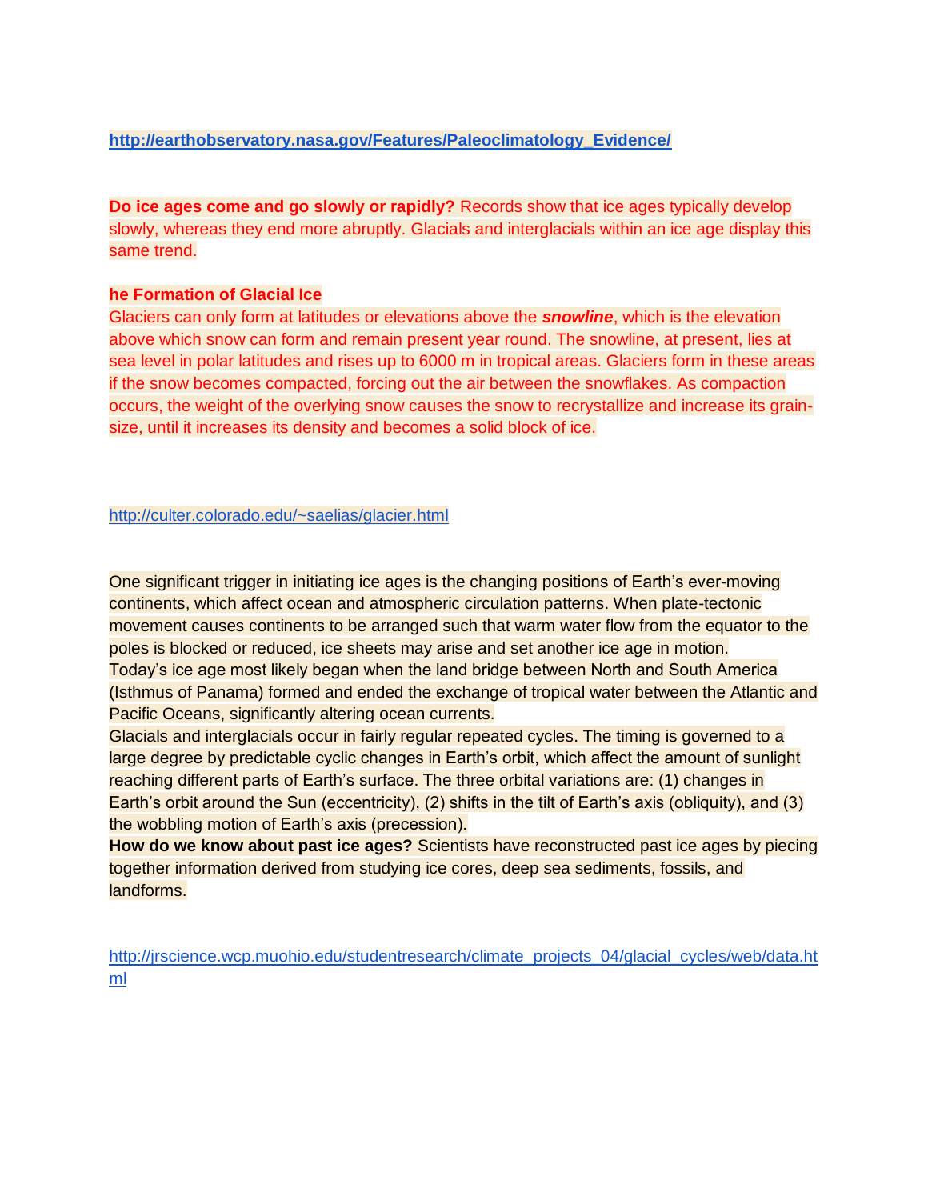**http://earthobservatory.nasa.gov/Features/Paleoclimatology_Evidence/**

**Do ice ages come and go slowly or rapidly?** Records show that ice ages typically develop slowly, whereas they end more abruptly. Glacials and interglacials within an ice age display this same trend.

**he Formation of Glacial Ice**

Glaciers can only form at latitudes or elevations above the ***snowline***, which is the elevation above which snow can form and remain present year round. The snowline, at present, lies at sea level in polar latitudes and rises up to 6000 m in tropical areas. Glaciers form in these areas if the snow becomes compacted, forcing out the air between the snowflakes. As compaction occurs, the weight of the overlying snow causes the snow to recrystallize and increase its grain-size, until it increases its density and becomes a solid block of ice.

http://culter.colorado.edu/~saelias/glacier.html

One significant trigger in initiating ice ages is the changing positions of Earth's ever-moving continents, which affect ocean and atmospheric circulation patterns. When plate-tectonic movement causes continents to be arranged such that warm water flow from the equator to the poles is blocked or reduced, ice sheets may arise and set another ice age in motion.
Today's ice age most likely began when the land bridge between North and South America (Isthmus of Panama) formed and ended the exchange of tropical water between the Atlantic and Pacific Oceans, significantly altering ocean currents.
Glacials and interglacials occur in fairly regular repeated cycles. The timing is governed to a large degree by predictable cyclic changes in Earth's orbit, which affect the amount of sunlight reaching different parts of Earth's surface. The three orbital variations are: (1) changes in Earth's orbit around the Sun (eccentricity), (2) shifts in the tilt of Earth's axis (obliquity), and (3) the wobbling motion of Earth's axis (precession).
**How do we know about past ice ages?** Scientists have reconstructed past ice ages by piecing together information derived from studying ice cores, deep sea sediments, fossils, and landforms.

http://jrscience.wcp.muohio.edu/studentresearch/climate_projects_04/glacial_cycles/web/data.html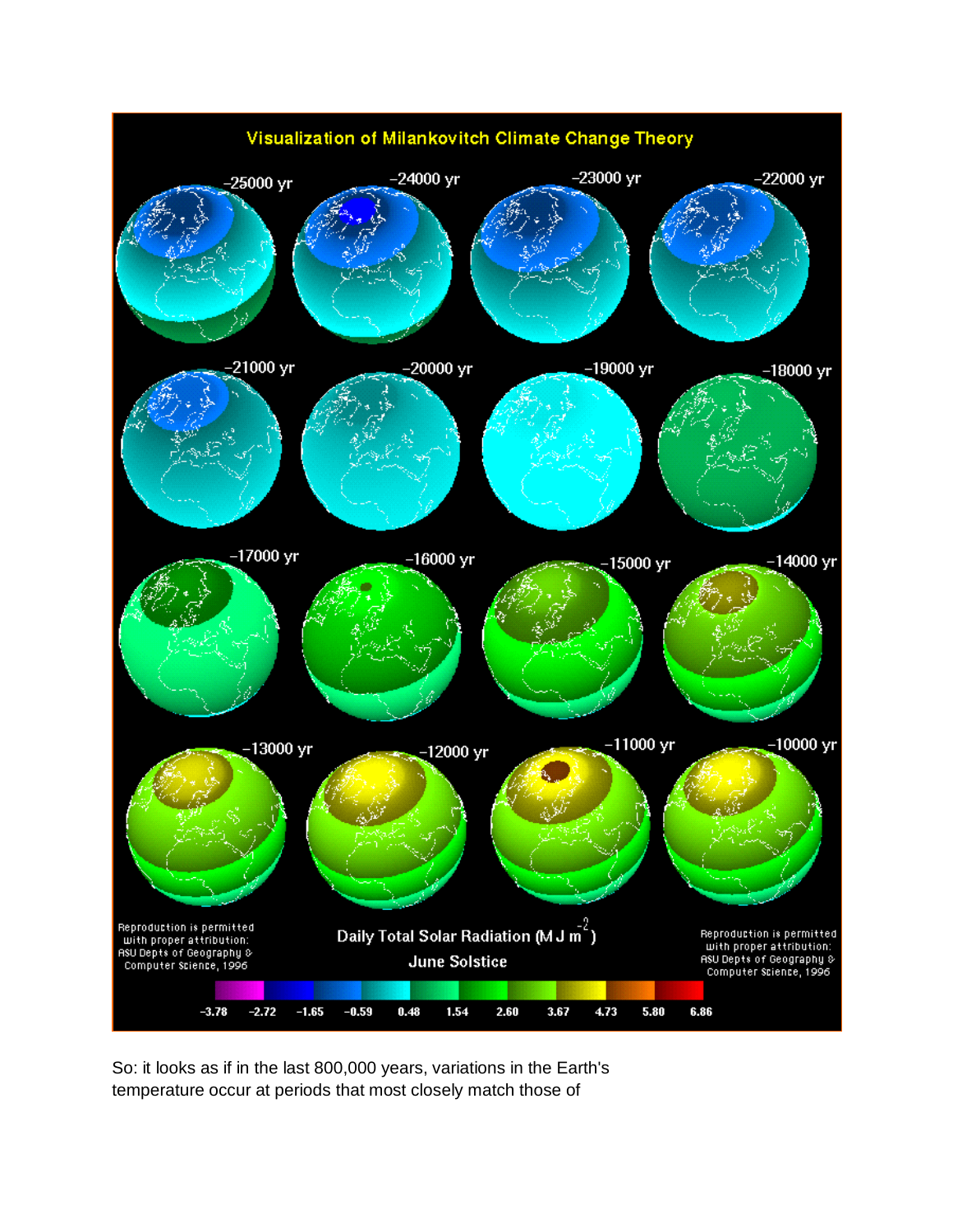So: it looks as if in the last 800,000 years, variations in the Earth's temperature occur at periods that most closely match those of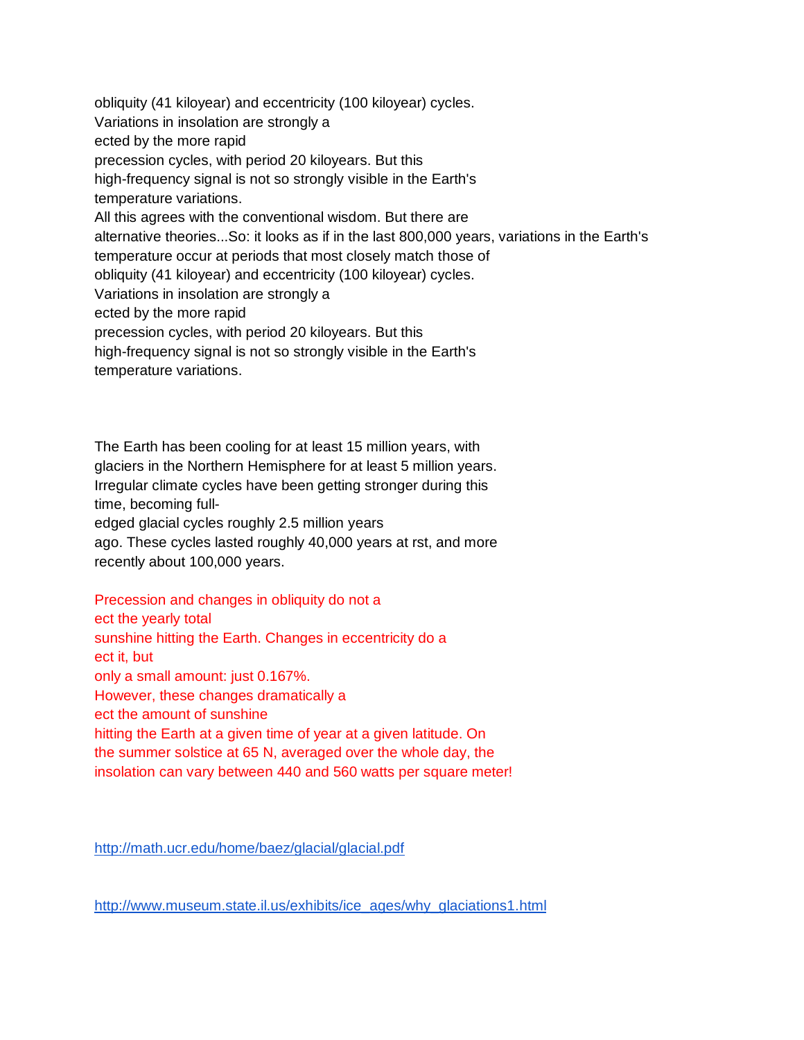obliquity (41 kiloyear) and eccentricity (100 kiloyear) cycles.
Variations in insolation are strongly a
ected by the more rapid
precession cycles, with period 20 kiloyears. But this
high-frequency signal is not so strongly visible in the Earth's
temperature variations.
All this agrees with the conventional wisdom. But there are
alternative theories...So: it looks as if in the last 800,000 years, variations in the Earth's
temperature occur at periods that most closely match those of
obliquity (41 kiloyear) and eccentricity (100 kiloyear) cycles.
Variations in insolation are strongly a
ected by the more rapid
precession cycles, with period 20 kiloyears. But this
high-frequency signal is not so strongly visible in the Earth's
temperature variations.

The Earth has been cooling for at least 15 million years, with
glaciers in the Northern Hemisphere for at least 5 million years.
Irregular climate cycles have been getting stronger during this
time, becoming full-
edged glacial cycles roughly 2.5 million years
ago. These cycles lasted roughly 40,000 years at rst, and more
recently about 100,000 years.

Precession and changes in obliquity do not a
ect the yearly total
sunshine hitting the Earth. Changes in eccentricity do a
ect it, but
only a small amount: just 0.167%.
However, these changes dramatically a
ect the amount of sunshine
hitting the Earth at a given time of year at a given latitude. On
the summer solstice at 65 N, averaged over the whole day, the
insolation can vary between 440 and 560 watts per square meter!

http://math.ucr.edu/home/baez/glacial/glacial.pdf

http://www.museum.state.il.us/exhibits/ice_ages/why_glaciations1.html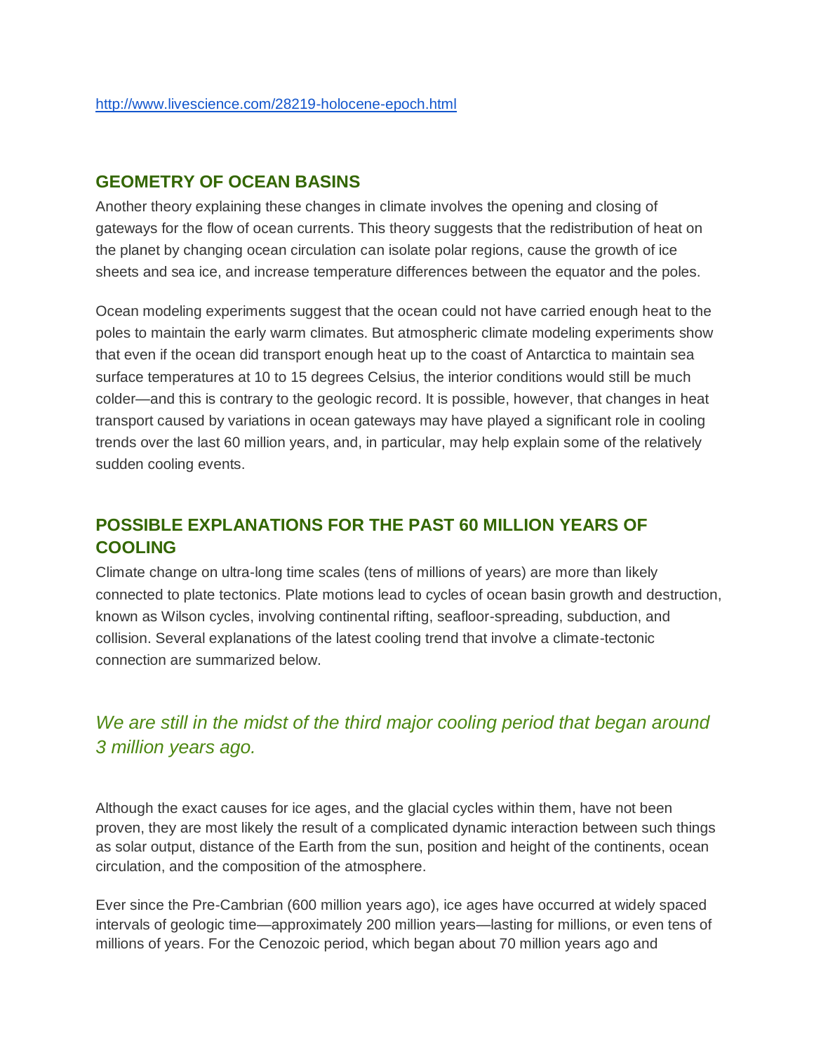http://www.livescience.com/28219-holocene-epoch.html

## GEOMETRY OF OCEAN BASINS

Another theory explaining these changes in climate involves the opening and closing of gateways for the flow of ocean currents. This theory suggests that the redistribution of heat on the planet by changing ocean circulation can isolate polar regions, cause the growth of ice sheets and sea ice, and increase temperature differences between the equator and the poles.

Ocean modeling experiments suggest that the ocean could not have carried enough heat to the poles to maintain the early warm climates. But atmospheric climate modeling experiments show that even if the ocean did transport enough heat up to the coast of Antarctica to maintain sea surface temperatures at 10 to 15 degrees Celsius, the interior conditions would still be much colder—and this is contrary to the geologic record. It is possible, however, that changes in heat transport caused by variations in ocean gateways may have played a significant role in cooling trends over the last 60 million years, and, in particular, may help explain some of the relatively sudden cooling events.

## POSSIBLE EXPLANATIONS FOR THE PAST 60 MILLION YEARS OF COOLING

Climate change on ultra-long time scales (tens of millions of years) are more than likely connected to plate tectonics. Plate motions lead to cycles of ocean basin growth and destruction, known as Wilson cycles, involving continental rifting, seafloor-spreading, subduction, and collision. Several explanations of the latest cooling trend that involve a climate-tectonic connection are summarized below.

*We are still in the midst of the third major cooling period that began around 3 million years ago.*

Although the exact causes for ice ages, and the glacial cycles within them, have not been proven, they are most likely the result of a complicated dynamic interaction between such things as solar output, distance of the Earth from the sun, position and height of the continents, ocean circulation, and the composition of the atmosphere.

Ever since the Pre-Cambrian (600 million years ago), ice ages have occurred at widely spaced intervals of geologic time—approximately 200 million years—lasting for millions, or even tens of millions of years. For the Cenozoic period, which began about 70 million years ago and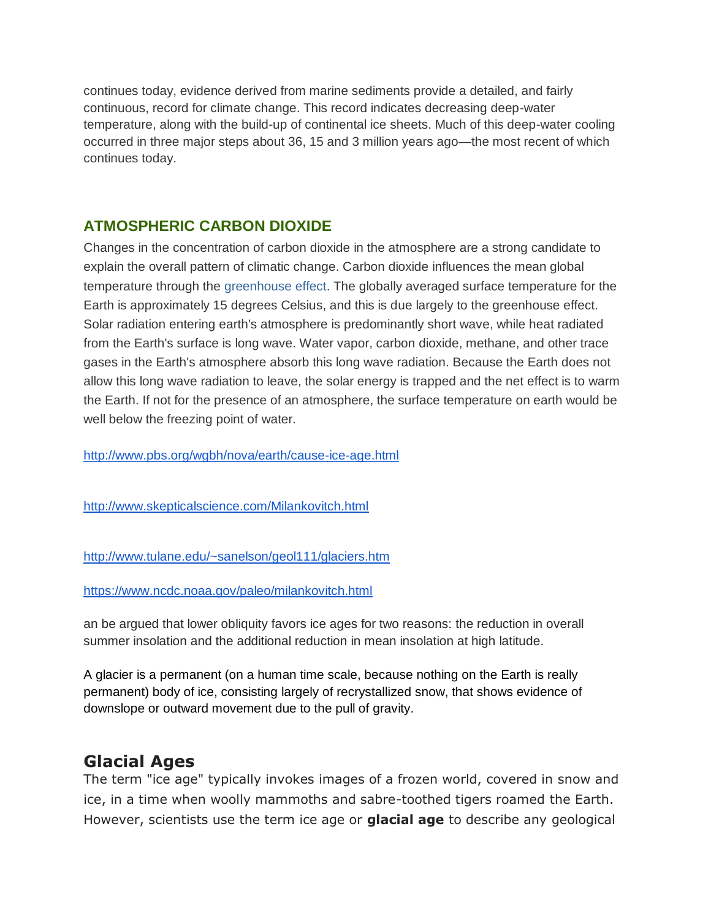continues today, evidence derived from marine sediments provide a detailed, and fairly continuous, record for climate change. This record indicates decreasing deep-water temperature, along with the build-up of continental ice sheets. Much of this deep-water cooling occurred in three major steps about 36, 15 and 3 million years ago—the most recent of which continues today.

## ATMOSPHERIC CARBON DIOXIDE

Changes in the concentration of carbon dioxide in the atmosphere are a strong candidate to explain the overall pattern of climatic change. Carbon dioxide influences the mean global temperature through the greenhouse effect. The globally averaged surface temperature for the Earth is approximately 15 degrees Celsius, and this is due largely to the greenhouse effect. Solar radiation entering earth's atmosphere is predominantly short wave, while heat radiated from the Earth's surface is long wave. Water vapor, carbon dioxide, methane, and other trace gases in the Earth's atmosphere absorb this long wave radiation. Because the Earth does not allow this long wave radiation to leave, the solar energy is trapped and the net effect is to warm the Earth. If not for the presence of an atmosphere, the surface temperature on earth would be well below the freezing point of water.

http://www.pbs.org/wgbh/nova/earth/cause-ice-age.html

http://www.skepticalscience.com/Milankovitch.html

http://www.tulane.edu/~sanelson/geol111/glaciers.htm

https://www.ncdc.noaa.gov/paleo/milankovitch.html

an be argued that lower obliquity favors ice ages for two reasons: the reduction in overall summer insolation and the additional reduction in mean insolation at high latitude.

A glacier is a permanent (on a human time scale, because nothing on the Earth is really permanent) body of ice, consisting largely of recrystallized snow, that shows evidence of downslope or outward movement due to the pull of gravity.

## Glacial Ages

The term "ice age" typically invokes images of a frozen world, covered in snow and ice, in a time when woolly mammoths and sabre-toothed tigers roamed the Earth. However, scientists use the term ice age or **glacial age** to describe any geological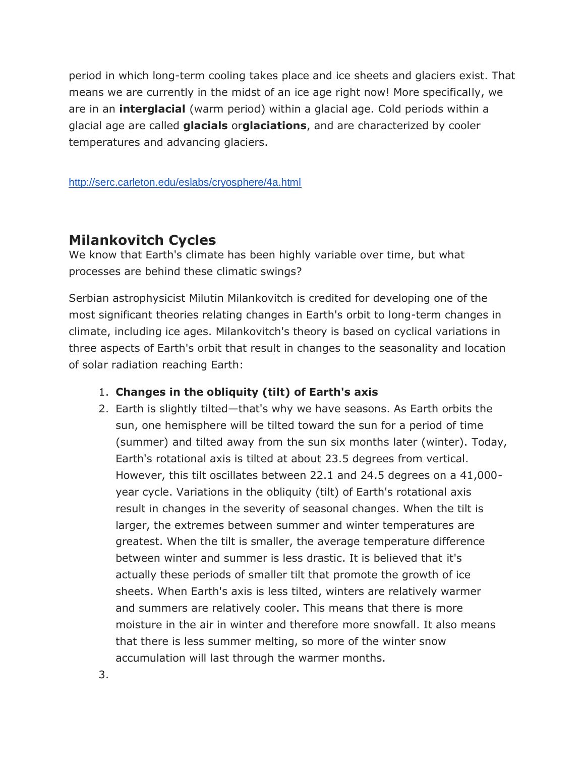period in which long-term cooling takes place and ice sheets and glaciers exist. That means we are currently in the midst of an ice age right now! More specifically, we are in an **interglacial** (warm period) within a glacial age. Cold periods within a glacial age are called **glacials** or**glaciations**, and are characterized by cooler temperatures and advancing glaciers.

http://serc.carleton.edu/eslabs/cryosphere/4a.html

## Milankovitch Cycles

We know that Earth's climate has been highly variable over time, but what processes are behind these climatic swings?

Serbian astrophysicist Milutin Milankovitch is credited for developing one of the most significant theories relating changes in Earth's orbit to long-term changes in climate, including ice ages. Milankovitch's theory is based on cyclical variations in three aspects of Earth's orbit that result in changes to the seasonality and location of solar radiation reaching Earth:

1. **Changes in the obliquity (tilt) of Earth's axis**
2. Earth is slightly tilted—that's why we have seasons. As Earth orbits the sun, one hemisphere will be tilted toward the sun for a period of time (summer) and tilted away from the sun six months later (winter). Today, Earth's rotational axis is tilted at about 23.5 degrees from vertical. However, this tilt oscillates between 22.1 and 24.5 degrees on a 41,000-year cycle. Variations in the obliquity (tilt) of Earth's rotational axis result in changes in the severity of seasonal changes. When the tilt is larger, the extremes between summer and winter temperatures are greatest. When the tilt is smaller, the average temperature difference between winter and summer is less drastic. It is believed that it's actually these periods of smaller tilt that promote the growth of ice sheets. When Earth's axis is less tilted, winters are relatively warmer and summers are relatively cooler. This means that there is more moisture in the air in winter and therefore more snowfall. It also means that there is less summer melting, so more of the winter snow accumulation will last through the warmer months.
3.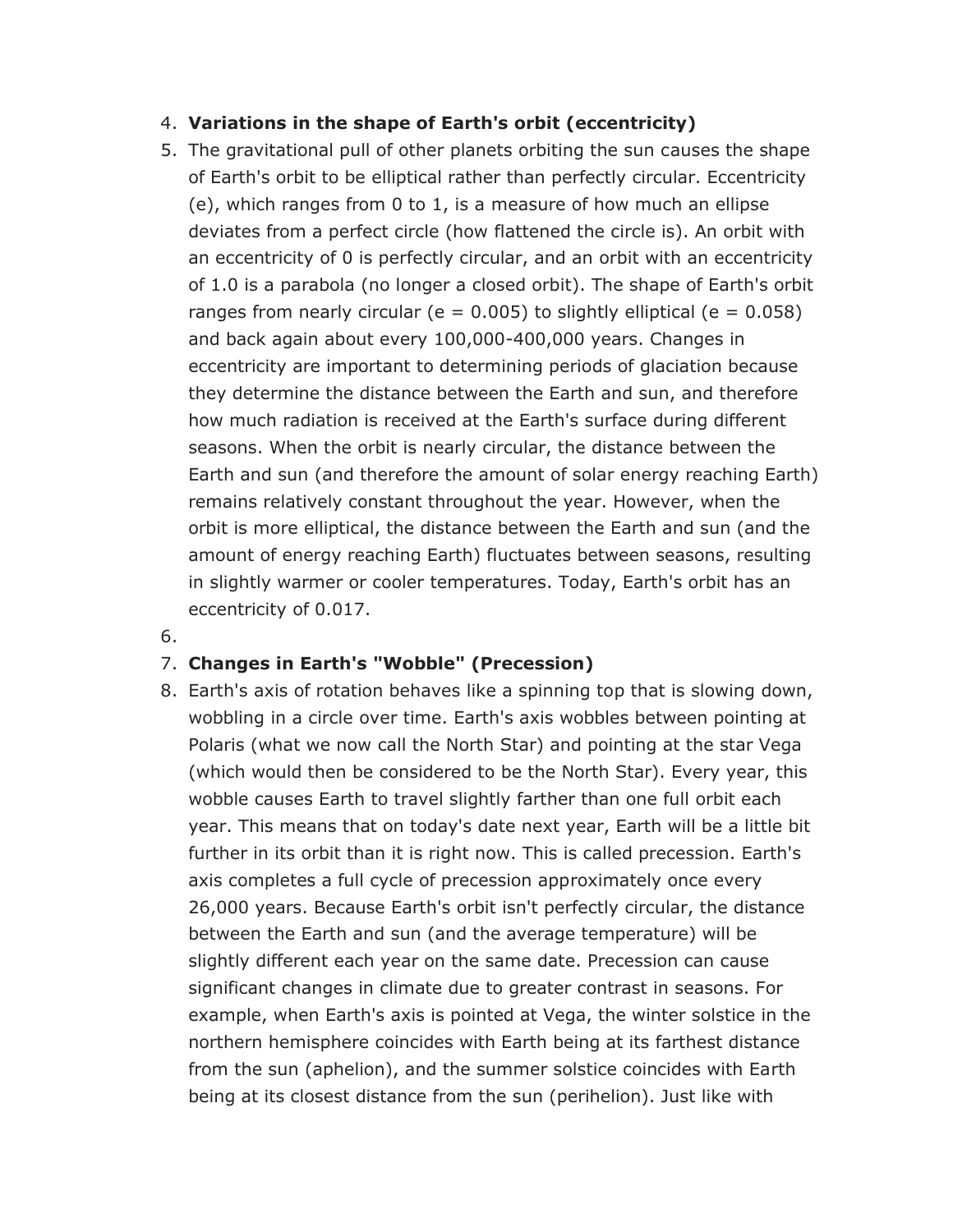4. **Variations in the shape of Earth's orbit (eccentricity)**
5. The gravitational pull of other planets orbiting the sun causes the shape of Earth's orbit to be elliptical rather than perfectly circular. Eccentricity (e), which ranges from 0 to 1, is a measure of how much an ellipse deviates from a perfect circle (how flattened the circle is). An orbit with an eccentricity of 0 is perfectly circular, and an orbit with an eccentricity of 1.0 is a parabola (no longer a closed orbit). The shape of Earth's orbit ranges from nearly circular ($e = 0.005$) to slightly elliptical ($e = 0.058$) and back again about every 100,000-400,000 years. Changes in eccentricity are important to determining periods of glaciation because they determine the distance between the Earth and sun, and therefore how much radiation is received at the Earth's surface during different seasons. When the orbit is nearly circular, the distance between the Earth and sun (and therefore the amount of solar energy reaching Earth) remains relatively constant throughout the year. However, when the orbit is more elliptical, the distance between the Earth and sun (and the amount of energy reaching Earth) fluctuates between seasons, resulting in slightly warmer or cooler temperatures. Today, Earth's orbit has an eccentricity of 0.017.
6.
7. **Changes in Earth's "Wobble" (Precession)**
8. Earth's axis of rotation behaves like a spinning top that is slowing down, wobbling in a circle over time. Earth's axis wobbles between pointing at Polaris (what we now call the North Star) and pointing at the star Vega (which would then be considered to be the North Star). Every year, this wobble causes Earth to travel slightly farther than one full orbit each year. This means that on today's date next year, Earth will be a little bit further in its orbit than it is right now. This is called precession. Earth's axis completes a full cycle of precession approximately once every 26,000 years. Because Earth's orbit isn't perfectly circular, the distance between the Earth and sun (and the average temperature) will be slightly different each year on the same date. Precession can cause significant changes in climate due to greater contrast in seasons. For example, when Earth's axis is pointed at Vega, the winter solstice in the northern hemisphere coincides with Earth being at its farthest distance from the sun (aphelion), and the summer solstice coincides with Earth being at its closest distance from the sun (perihelion). Just like with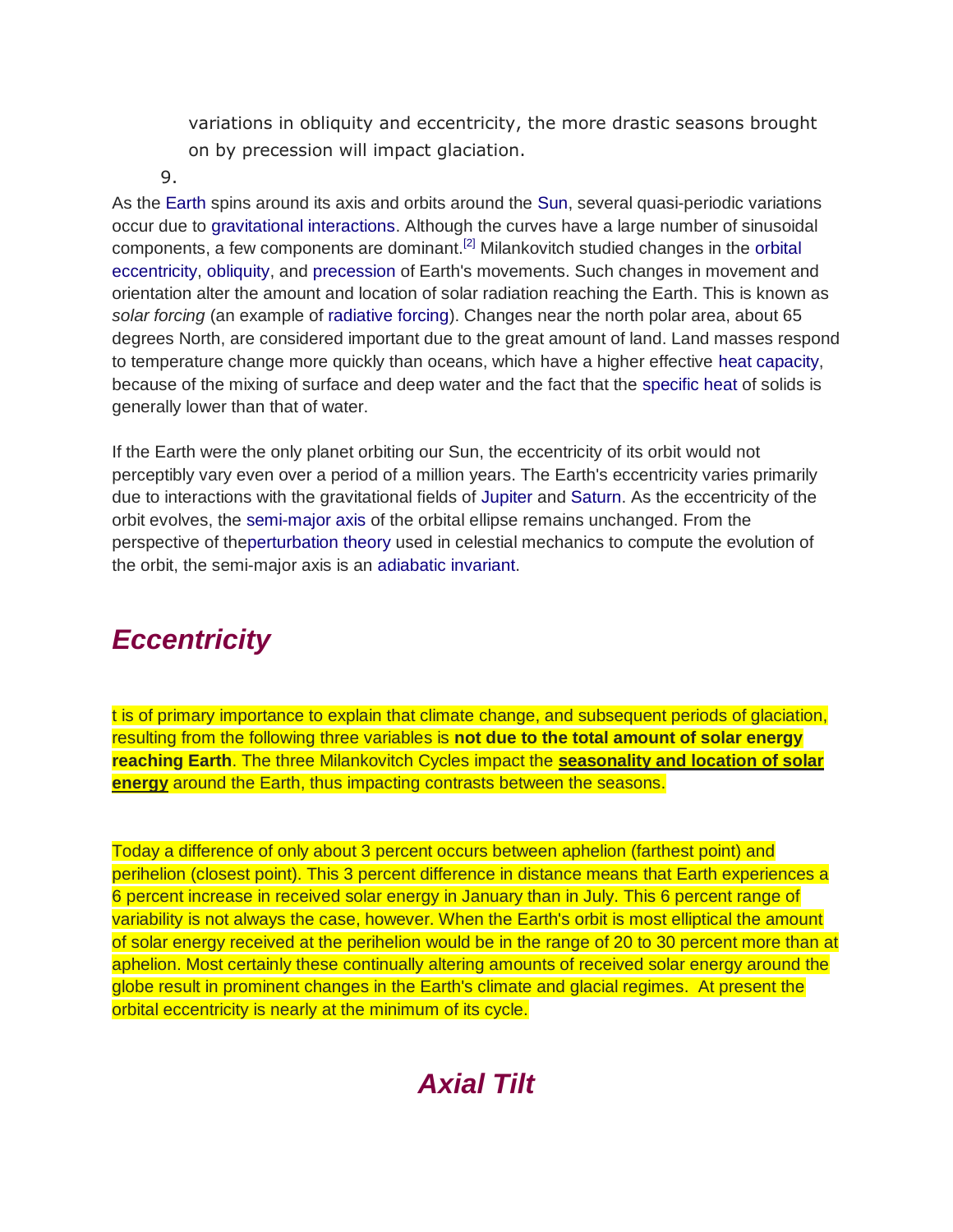variations in obliquity and eccentricity, the more drastic seasons brought on by precession will impact glaciation.

9.

As the Earth spins around its axis and orbits around the Sun, several quasi-periodic variations occur due to gravitational interactions. Although the curves have a large number of sinusoidal components, a few components are dominant.[2] Milankovitch studied changes in the orbital eccentricity, obliquity, and precession of Earth's movements. Such changes in movement and orientation alter the amount and location of solar radiation reaching the Earth. This is known as *solar forcing* (an example of radiative forcing). Changes near the north polar area, about 65 degrees North, are considered important due to the great amount of land. Land masses respond to temperature change more quickly than oceans, which have a higher effective heat capacity, because of the mixing of surface and deep water and the fact that the specific heat of solids is generally lower than that of water.

If the Earth were the only planet orbiting our Sun, the eccentricity of its orbit would not perceptibly vary even over a period of a million years. The Earth's eccentricity varies primarily due to interactions with the gravitational fields of Jupiter and Saturn. As the eccentricity of the orbit evolves, the semi-major axis of the orbital ellipse remains unchanged. From the perspective of theperturbation theory used in celestial mechanics to compute the evolution of the orbit, the semi-major axis is an adiabatic invariant.

## *Eccentricity*

t is of primary importance to explain that climate change, and subsequent periods of glaciation, resulting from the following three variables is **not due to the total amount of solar energy reaching Earth**. The three Milankovitch Cycles impact the **seasonality and location of solar energy** around the Earth, thus impacting contrasts between the seasons.

Today a difference of only about 3 percent occurs between aphelion (farthest point) and perihelion (closest point). This 3 percent difference in distance means that Earth experiences a 6 percent increase in received solar energy in January than in July. This 6 percent range of variability is not always the case, however. When the Earth's orbit is most elliptical the amount of solar energy received at the perihelion would be in the range of 20 to 30 percent more than at aphelion. Most certainly these continually altering amounts of received solar energy around the globe result in prominent changes in the Earth's climate and glacial regimes. At present the orbital eccentricity is nearly at the minimum of its cycle.

## *Axial Tilt*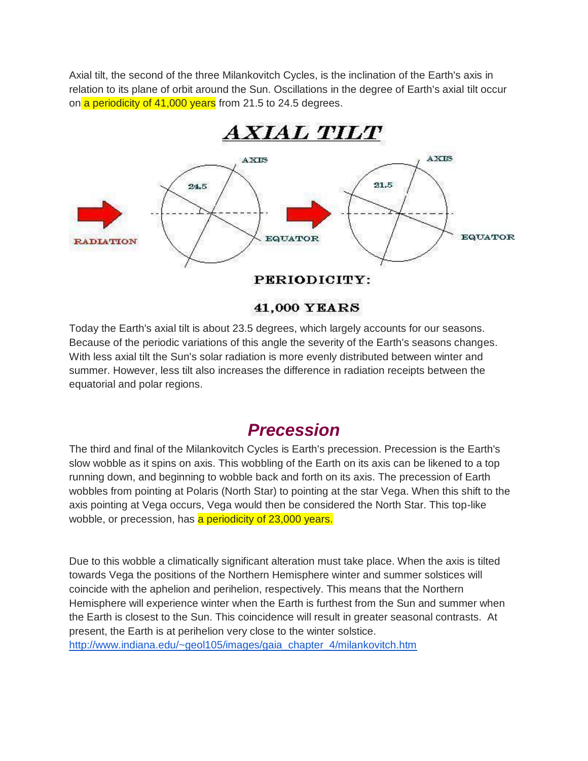Axial tilt, the second of the three Milankovitch Cycles, is the inclination of the Earth's axis in relation to its plane of orbit around the Sun. Oscillations in the degree of Earth's axial tilt occur on a periodicity of 41,000 years from 21.5 to 24.5 degrees.

**AXIAL TILT**

RADIATION

AXIS

24.5

EQUATOR

AXIS

21.5

EQUATOR

**PERIODICITY:**

**41,000 YEARS**

Today the Earth's axial tilt is about 23.5 degrees, which largely accounts for our seasons. Because of the periodic variations of this angle the severity of the Earth's seasons changes. With less axial tilt the Sun's solar radiation is more evenly distributed between winter and summer. However, less tilt also increases the difference in radiation receipts between the equatorial and polar regions.

## *Precession*

The third and final of the Milankovitch Cycles is Earth's precession. Precession is the Earth's slow wobble as it spins on axis. This wobbling of the Earth on its axis can be likened to a top running down, and beginning to wobble back and forth on its axis. The precession of Earth wobbles from pointing at Polaris (North Star) to pointing at the star Vega. When this shift to the axis pointing at Vega occurs, Vega would then be considered the North Star. This top-like wobble, or precession, has a periodicity of 23,000 years.

Due to this wobble a climatically significant alteration must take place. When the axis is tilted towards Vega the positions of the Northern Hemisphere winter and summer solstices will coincide with the aphelion and perihelion, respectively. This means that the Northern Hemisphere will experience winter when the Earth is furthest from the Sun and summer when the Earth is closest to the Sun. This coincidence will result in greater seasonal contrasts. At present, the Earth is at perihelion very close to the winter solstice.
http://www.indiana.edu/~geol105/images/gaia_chapter_4/milankovitch.htm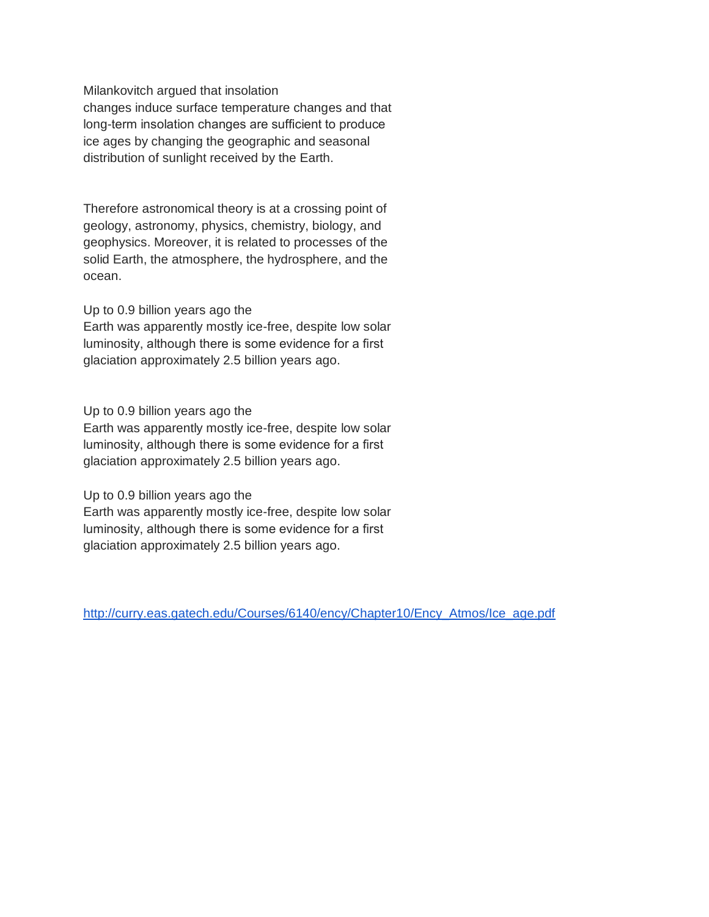Milankovitch argued that insolation changes induce surface temperature changes and that long-term insolation changes are sufficient to produce ice ages by changing the geographic and seasonal distribution of sunlight received by the Earth.

Therefore astronomical theory is at a crossing point of geology, astronomy, physics, chemistry, biology, and geophysics. Moreover, it is related to processes of the solid Earth, the atmosphere, the hydrosphere, and the ocean.

Up to 0.9 billion years ago the Earth was apparently mostly ice-free, despite low solar luminosity, although there is some evidence for a first glaciation approximately 2.5 billion years ago.

Up to 0.9 billion years ago the Earth was apparently mostly ice-free, despite low solar luminosity, although there is some evidence for a first glaciation approximately 2.5 billion years ago.

Up to 0.9 billion years ago the Earth was apparently mostly ice-free, despite low solar luminosity, although there is some evidence for a first glaciation approximately 2.5 billion years ago.

http://curry.eas.gatech.edu/Courses/6140/ency/Chapter10/Ency_Atmos/Ice_age.pdf